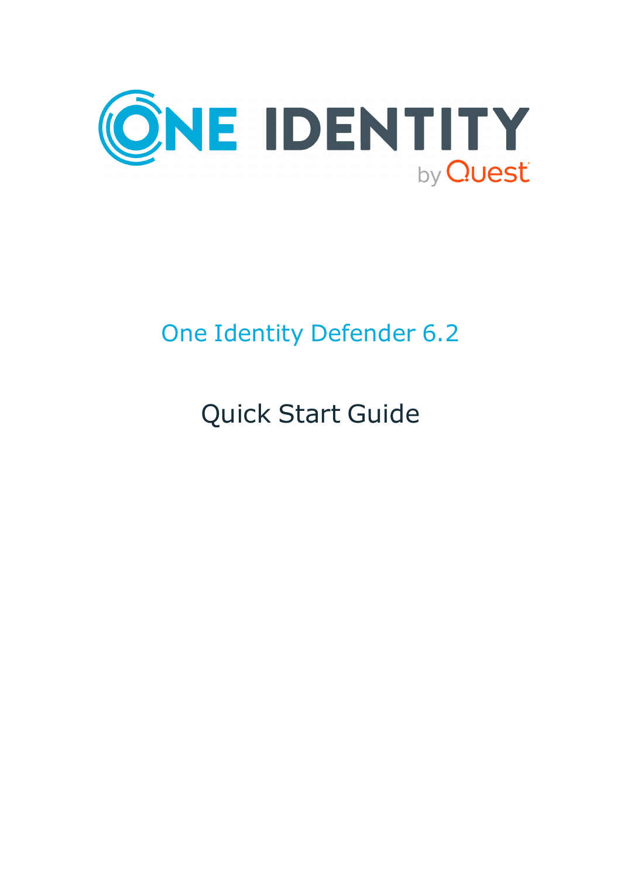# One Identity Defender 6.2

## Quick Start Guide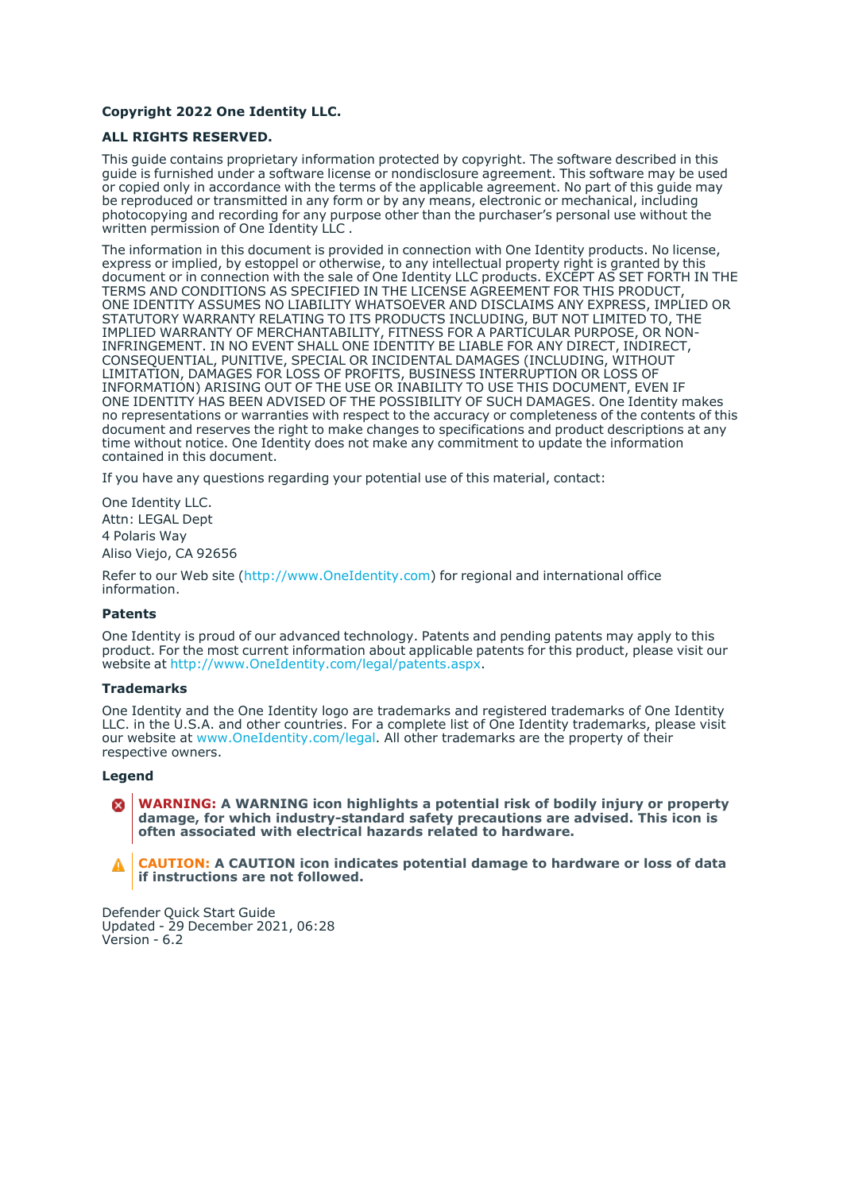**Copyright 2022 One Identity LLC.**

**ALL RIGHTS RESERVED.**

This guide contains proprietary information protected by copyright. The software described in this guide is furnished under a software license or nondisclosure agreement. This software may be used or copied only in accordance with the terms of the applicable agreement. No part of this guide may be reproduced or transmitted in any form or by any means, electronic or mechanical, including photocopying and recording for any purpose other than the purchaser's personal use without the written permission of One Identity LLC .

The information in this document is provided in connection with One Identity products. No license, express or implied, by estoppel or otherwise, to any intellectual property right is granted by this document or in connection with the sale of One Identity LLC products. EXCEPT AS SET FORTH IN THE TERMS AND CONDITIONS AS SPECIFIED IN THE LICENSE AGREEMENT FOR THIS PRODUCT, ONE IDENTITY ASSUMES NO LIABILITY WHATSOEVER AND DISCLAIMS ANY EXPRESS, IMPLIED OR STATUTORY WARRANTY RELATING TO ITS PRODUCTS INCLUDING, BUT NOT LIMITED TO, THE IMPLIED WARRANTY OF MERCHANTABILITY, FITNESS FOR A PARTICULAR PURPOSE, OR NON-INFRINGEMENT. IN NO EVENT SHALL ONE IDENTITY BE LIABLE FOR ANY DIRECT, INDIRECT, CONSEQUENTIAL, PUNITIVE, SPECIAL OR INCIDENTAL DAMAGES (INCLUDING, WITHOUT LIMITATION, DAMAGES FOR LOSS OF PROFITS, BUSINESS INTERRUPTION OR LOSS OF INFORMATION) ARISING OUT OF THE USE OR INABILITY TO USE THIS DOCUMENT, EVEN IF ONE IDENTITY HAS BEEN ADVISED OF THE POSSIBILITY OF SUCH DAMAGES. One Identity makes no representations or warranties with respect to the accuracy or completeness of the contents of this document and reserves the right to make changes to specifications and product descriptions at any time without notice. One Identity does not make any commitment to update the information contained in this document.

If you have any questions regarding your potential use of this material, contact:

One Identity LLC.
Attn: LEGAL Dept
4 Polaris Way
Aliso Viejo, CA 92656

Refer to our Web site (http://www.OneIdentity.com) for regional and international office information.

**Patents**

One Identity is proud of our advanced technology. Patents and pending patents may apply to this product. For the most current information about applicable patents for this product, please visit our website at http://www.OneIdentity.com/legal/patents.aspx.

**Trademarks**

One Identity and the One Identity logo are trademarks and registered trademarks of One Identity LLC. in the U.S.A. and other countries. For a complete list of One Identity trademarks, please visit our website at www.OneIdentity.com/legal. All other trademarks are the property of their respective owners.

**Legend**

**WARNING: A WARNING icon highlights a potential risk of bodily injury or property damage, for which industry-standard safety precautions are advised. This icon is often associated with electrical hazards related to hardware.**

**CAUTION: A CAUTION icon indicates potential damage to hardware or loss of data if instructions are not followed.**

Defender Quick Start Guide
Updated - 29 December 2021, 06:28
Version - 6.2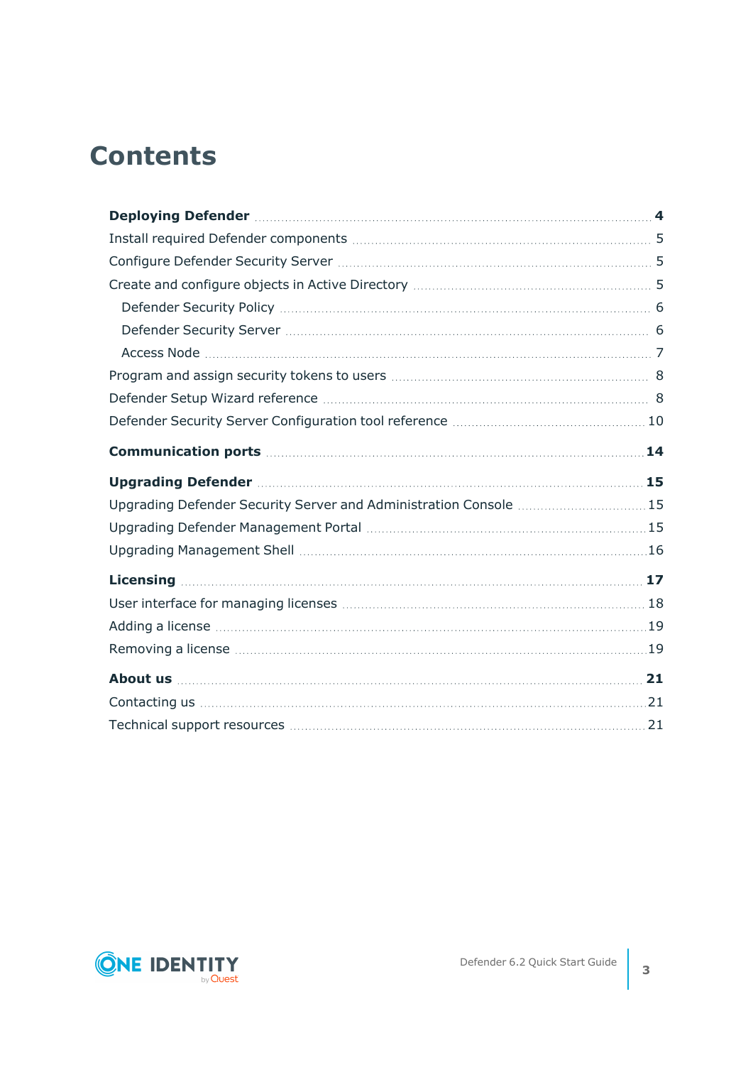# Contents

**Deploying Defender** 4

- Install required Defender components 5
- Configure Defender Security Server 5
- Create and configure objects in Active Directory 5
  - Defender Security Policy 6
  - Defender Security Server 6
  - Access Node 7
- Program and assign security tokens to users 8
- Defender Setup Wizard reference 8
- Defender Security Server Configuration tool reference 10

**Communication ports** 14

**Upgrading Defender** 15

- Upgrading Defender Security Server and Administration Console 15
- Upgrading Defender Management Portal 15
- Upgrading Management Shell 16

**Licensing** 17

- User interface for managing licenses 18
- Adding a license 19
- Removing a license 19

**About us** 21

- Contacting us 21
- Technical support resources 21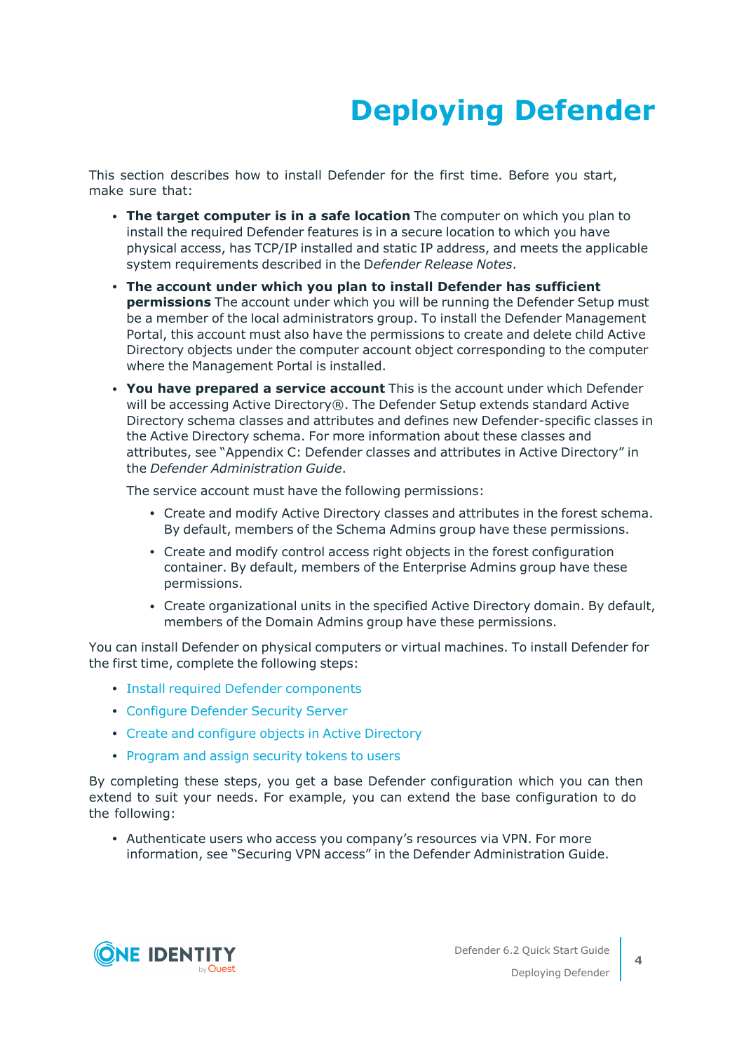# Deploying Defender

This section describes how to install Defender for the first time. Before you start, make sure that:

- **The target computer is in a safe location** The computer on which you plan to install the required Defender features is in a secure location to which you have physical access, has TCP/IP installed and static IP address, and meets the applicable system requirements described in the D*efender Release Notes*.
- **The account under which you plan to install Defender has sufficient permissions** The account under which you will be running the Defender Setup must be a member of the local administrators group. To install the Defender Management Portal, this account must also have the permissions to create and delete child Active Directory objects under the computer account object corresponding to the computer where the Management Portal is installed.
- **You have prepared a service account** This is the account under which Defender will be accessing Active Directory®. The Defender Setup extends standard Active Directory schema classes and attributes and defines new Defender-specific classes in the Active Directory schema. For more information about these classes and attributes, see "Appendix C: Defender classes and attributes in Active Directory" in the *Defender Administration Guide*.

  The service account must have the following permissions:

  - Create and modify Active Directory classes and attributes in the forest schema. By default, members of the Schema Admins group have these permissions.
  - Create and modify control access right objects in the forest configuration container. By default, members of the Enterprise Admins group have these permissions.
  - Create organizational units in the specified Active Directory domain. By default, members of the Domain Admins group have these permissions.

You can install Defender on physical computers or virtual machines. To install Defender for the first time, complete the following steps:

- Install required Defender components
- Configure Defender Security Server
- Create and configure objects in Active Directory
- Program and assign security tokens to users

By completing these steps, you get a base Defender configuration which you can then extend to suit your needs. For example, you can extend the base configuration to do the following:

- Authenticate users who access you company's resources via VPN. For more information, see "Securing VPN access" in the Defender Administration Guide.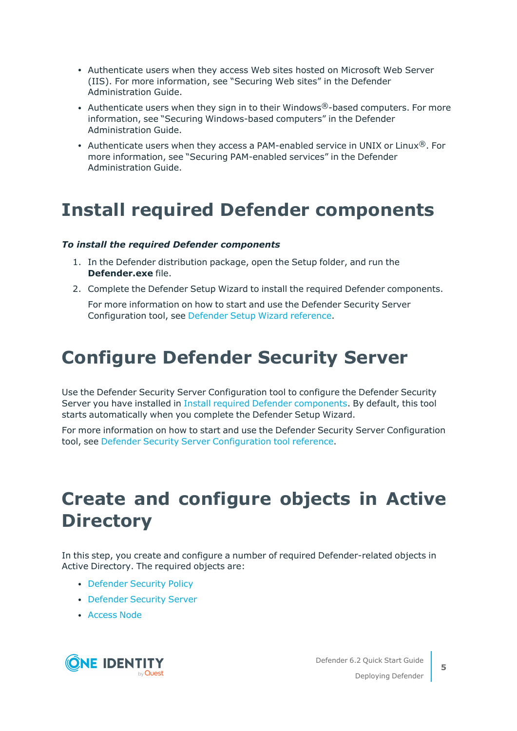- Authenticate users when they access Web sites hosted on Microsoft Web Server (IIS). For more information, see "Securing Web sites" in the Defender Administration Guide.
- Authenticate users when they sign in to their Windows®-based computers. For more information, see "Securing Windows-based computers" in the Defender Administration Guide.
- Authenticate users when they access a PAM-enabled service in UNIX or Linux®. For more information, see "Securing PAM-enabled services" in the Defender Administration Guide.

# Install required Defender components

***To install the required Defender components***

1. In the Defender distribution package, open the Setup folder, and run the **Defender.exe** file.
2. Complete the Defender Setup Wizard to install the required Defender components.

   For more information on how to start and use the Defender Security Server Configuration tool, see Defender Setup Wizard reference.

# Configure Defender Security Server

Use the Defender Security Server Configuration tool to configure the Defender Security Server you have installed in Install required Defender components. By default, this tool starts automatically when you complete the Defender Setup Wizard.

For more information on how to start and use the Defender Security Server Configuration tool, see Defender Security Server Configuration tool reference.

# Create and configure objects in Active Directory

In this step, you create and configure a number of required Defender-related objects in Active Directory. The required objects are:

- Defender Security Policy
- Defender Security Server
- Access Node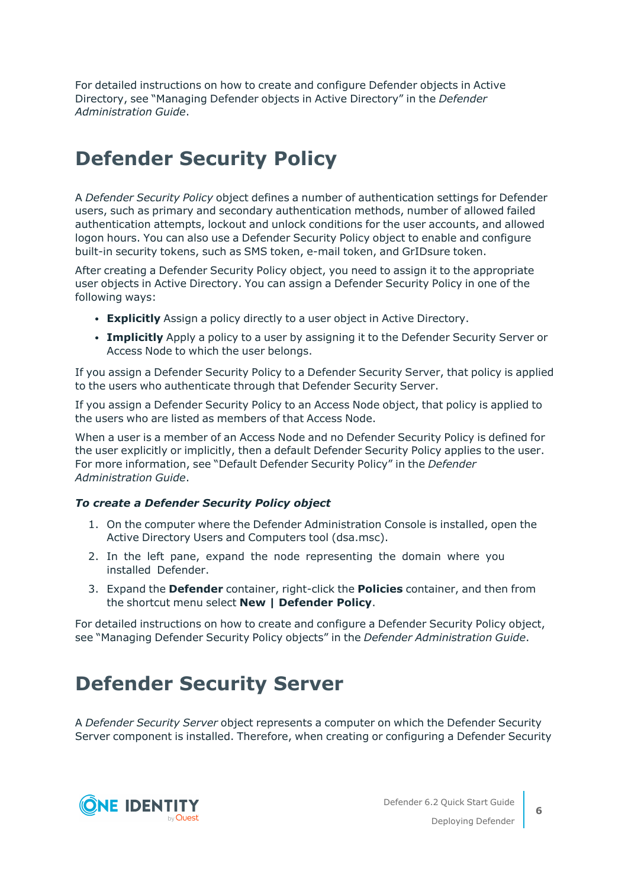For detailed instructions on how to create and configure Defender objects in Active Directory, see "Managing Defender objects in Active Directory" in the *Defender Administration Guide*.

# Defender Security Policy

A *Defender Security Policy* object defines a number of authentication settings for Defender users, such as primary and secondary authentication methods, number of allowed failed authentication attempts, lockout and unlock conditions for the user accounts, and allowed logon hours. You can also use a Defender Security Policy object to enable and configure built-in security tokens, such as SMS token, e-mail token, and GrIDsure token.

After creating a Defender Security Policy object, you need to assign it to the appropriate user objects in Active Directory. You can assign a Defender Security Policy in one of the following ways:

- **Explicitly** Assign a policy directly to a user object in Active Directory.
- **Implicitly** Apply a policy to a user by assigning it to the Defender Security Server or Access Node to which the user belongs.

If you assign a Defender Security Policy to a Defender Security Server, that policy is applied to the users who authenticate through that Defender Security Server.

If you assign a Defender Security Policy to an Access Node object, that policy is applied to the users who are listed as members of that Access Node.

When a user is a member of an Access Node and no Defender Security Policy is defined for the user explicitly or implicitly, then a default Defender Security Policy applies to the user. For more information, see "Default Defender Security Policy" in the *Defender Administration Guide*.

***To create a Defender Security Policy object***

1. On the computer where the Defender Administration Console is installed, open the Active Directory Users and Computers tool (dsa.msc).
2. In the left pane, expand the node representing the domain where you installed Defender.
3. Expand the **Defender** container, right-click the **Policies** container, and then from the shortcut menu select **New | Defender Policy**.

For detailed instructions on how to create and configure a Defender Security Policy object, see "Managing Defender Security Policy objects" in the *Defender Administration Guide*.

# Defender Security Server

A *Defender Security Server* object represents a computer on which the Defender Security Server component is installed. Therefore, when creating or configuring a Defender Security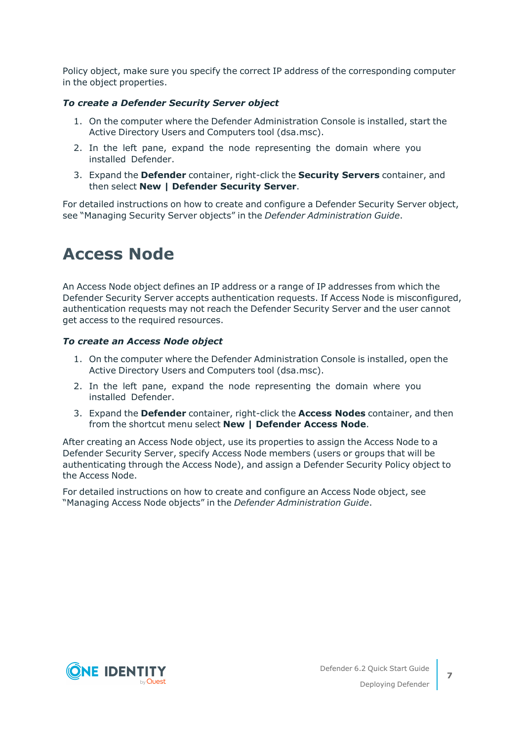Policy object, make sure you specify the correct IP address of the corresponding computer in the object properties.

***To create a Defender Security Server object***

1. On the computer where the Defender Administration Console is installed, start the Active Directory Users and Computers tool (dsa.msc).
2. In the left pane, expand the node representing the domain where you installed Defender.
3. Expand the **Defender** container, right-click the **Security Servers** container, and then select **New | Defender Security Server**.

For detailed instructions on how to create and configure a Defender Security Server object, see "Managing Security Server objects" in the *Defender Administration Guide*.

# Access Node

An Access Node object defines an IP address or a range of IP addresses from which the Defender Security Server accepts authentication requests. If Access Node is misconfigured, authentication requests may not reach the Defender Security Server and the user cannot get access to the required resources.

***To create an Access Node object***

1. On the computer where the Defender Administration Console is installed, open the Active Directory Users and Computers tool (dsa.msc).
2. In the left pane, expand the node representing the domain where you installed Defender.
3. Expand the **Defender** container, right-click the **Access Nodes** container, and then from the shortcut menu select **New | Defender Access Node**.

After creating an Access Node object, use its properties to assign the Access Node to a Defender Security Server, specify Access Node members (users or groups that will be authenticating through the Access Node), and assign a Defender Security Policy object to the Access Node.

For detailed instructions on how to create and configure an Access Node object, see "Managing Access Node objects" in the *Defender Administration Guide*.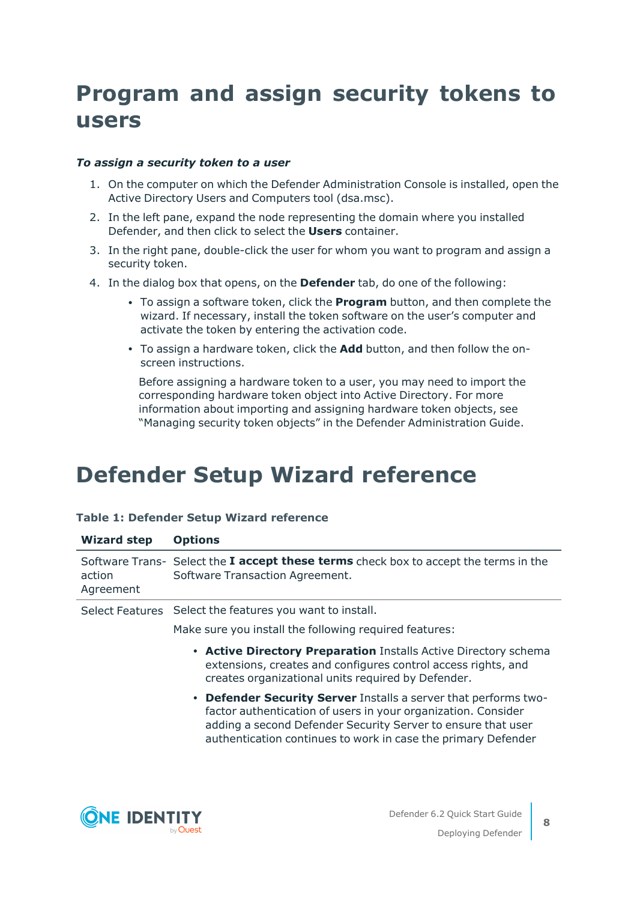# Program and assign security tokens to users

***To assign a security token to a user***

1. On the computer on which the Defender Administration Console is installed, open the Active Directory Users and Computers tool (dsa.msc).
2. In the left pane, expand the node representing the domain where you installed Defender, and then click to select the **Users** container.
3. In the right pane, double-click the user for whom you want to program and assign a security token.
4. In the dialog box that opens, on the **Defender** tab, do one of the following:
   - To assign a software token, click the **Program** button, and then complete the wizard. If necessary, install the token software on the user's computer and activate the token by entering the activation code.
   - To assign a hardware token, click the **Add** button, and then follow the on-screen instructions.

   Before assigning a hardware token to a user, you may need to import the corresponding hardware token object into Active Directory. For more information about importing and assigning hardware token objects, see "Managing security token objects" in the Defender Administration Guide.

# Defender Setup Wizard reference

**Table 1: Defender Setup Wizard reference**

| Wizard step | Options |
|---|---|
| Software Transaction Agreement | Select the **I accept these terms** check box to accept the terms in the Software Transaction Agreement. |
| Select Features | Select the features you want to install.<br><br>Make sure you install the following required features:<br><br>• **Active Directory Preparation** Installs Active Directory schema extensions, creates and configures control access rights, and creates organizational units required by Defender.<br><br>• **Defender Security Server** Installs a server that performs two-factor authentication of users in your organization. Consider adding a second Defender Security Server to ensure that user authentication continues to work in case the primary Defender |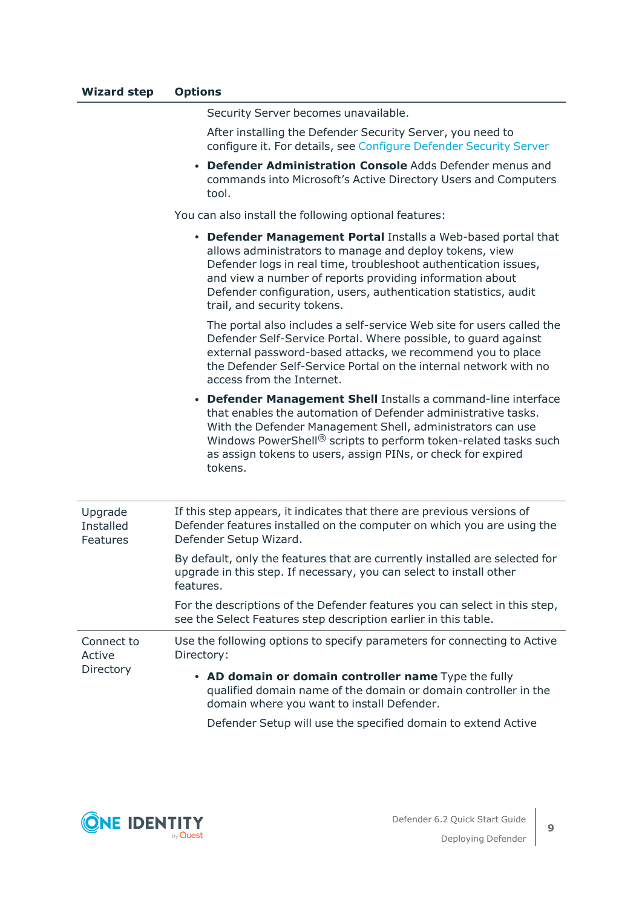| Wizard step | Options |
| --- | --- |
| | Security Server becomes unavailable.<br><br>After installing the Defender Security Server, you need to configure it. For details, see Configure Defender Security Server<br><br>• **Defender Administration Console** Adds Defender menus and commands into Microsoft's Active Directory Users and Computers tool.<br><br>You can also install the following optional features:<br><br>• **Defender Management Portal** Installs a Web-based portal that allows administrators to manage and deploy tokens, view Defender logs in real time, troubleshoot authentication issues, and view a number of reports providing information about Defender configuration, users, authentication statistics, audit trail, and security tokens.<br><br>The portal also includes a self-service Web site for users called the Defender Self-Service Portal. Where possible, to guard against external password-based attacks, we recommend you to place the Defender Self-Service Portal on the internal network with no access from the Internet.<br><br>• **Defender Management Shell** Installs a command-line interface that enables the automation of Defender administrative tasks. With the Defender Management Shell, administrators can use Windows PowerShell® scripts to perform token-related tasks such as assign tokens to users, assign PINs, or check for expired tokens. |
| Upgrade Installed Features | If this step appears, it indicates that there are previous versions of Defender features installed on the computer on which you are using the Defender Setup Wizard.<br><br>By default, only the features that are currently installed are selected for upgrade in this step. If necessary, you can select to install other features.<br><br>For the descriptions of the Defender features you can select in this step, see the Select Features step description earlier in this table. |
| Connect to Active Directory | Use the following options to specify parameters for connecting to Active Directory:<br><br>• **AD domain or domain controller name** Type the fully qualified domain name of the domain or domain controller in the domain where you want to install Defender.<br><br>Defender Setup will use the specified domain to extend Active |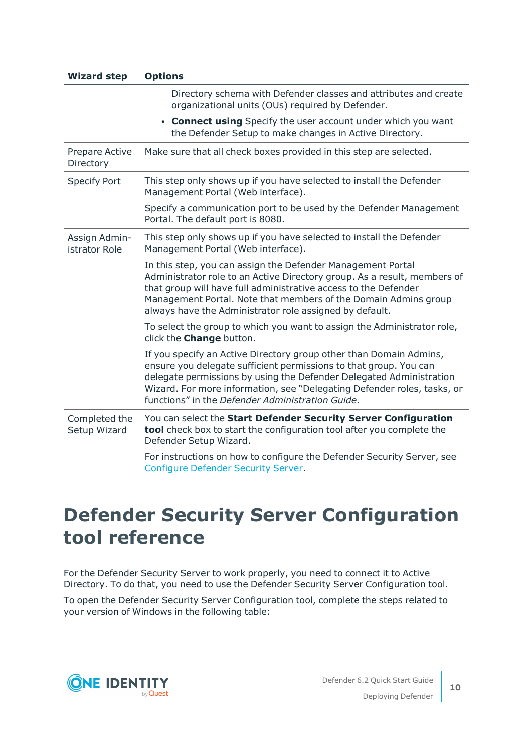| Wizard step | Options |
|---|---|
| | Directory schema with Defender classes and attributes and create organizational units (OUs) required by Defender.<br>• **Connect using** Specify the user account under which you want the Defender Setup to make changes in Active Directory. |
| Prepare Active Directory | Make sure that all check boxes provided in this step are selected. |
| Specify Port | This step only shows up if you have selected to install the Defender Management Portal (Web interface).<br>Specify a communication port to be used by the Defender Management Portal. The default port is 8080. |
| Assign Administrator Role | This step only shows up if you have selected to install the Defender Management Portal (Web interface).<br>In this step, you can assign the Defender Management Portal Administrator role to an Active Directory group. As a result, members of that group will have full administrative access to the Defender Management Portal. Note that members of the Domain Admins group always have the Administrator role assigned by default.<br>To select the group to which you want to assign the Administrator role, click the **Change** button.<br>If you specify an Active Directory group other than Domain Admins, ensure you delegate sufficient permissions to that group. You can delegate permissions by using the Defender Delegated Administration Wizard. For more information, see "Delegating Defender roles, tasks, or functions" in the *Defender Administration Guide*. |
| Completed the Setup Wizard | You can select the **Start Defender Security Server Configuration tool** check box to start the configuration tool after you complete the Defender Setup Wizard.<br>For instructions on how to configure the Defender Security Server, see Configure Defender Security Server. |

# Defender Security Server Configuration tool reference

For the Defender Security Server to work properly, you need to connect it to Active Directory. To do that, you need to use the Defender Security Server Configuration tool.

To open the Defender Security Server Configuration tool, complete the steps related to your version of Windows in the following table: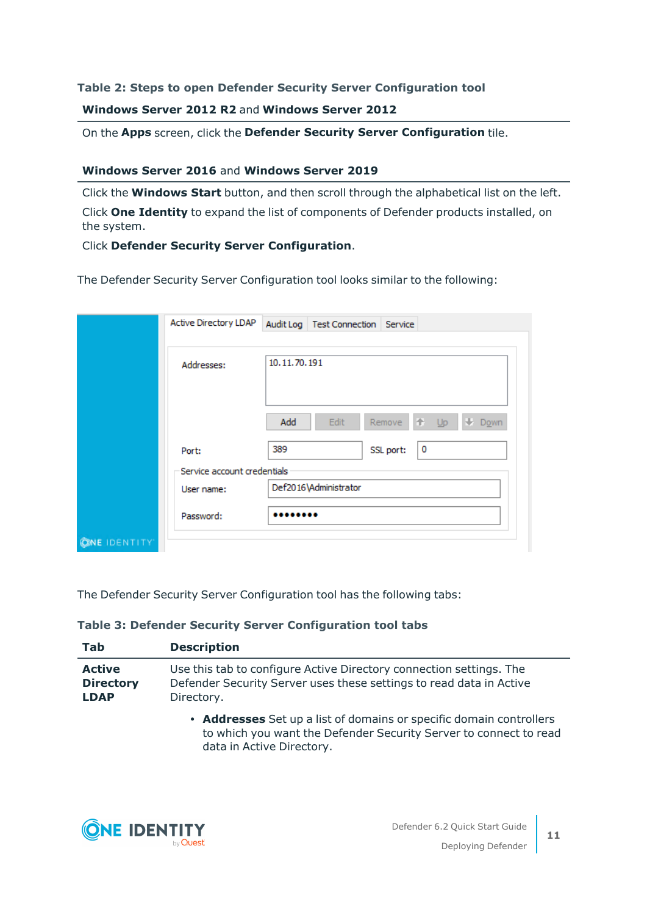**Table 2: Steps to open Defender Security Server Configuration tool**

| **Windows Server 2012 R2** and **Windows Server 2012** |
|---|
| On the **Apps** screen, click the **Defender Security Server Configuration** tile. |

| **Windows Server 2016** and **Windows Server 2019** |
|---|
| Click the **Windows Start** button, and then scroll through the alphabetical list on the left. <br> Click **One Identity** to expand the list of components of Defender products installed, on the system. <br> Click **Defender Security Server Configuration**. |

The Defender Security Server Configuration tool looks similar to the following:

The Defender Security Server Configuration tool has the following tabs:

**Table 3: Defender Security Server Configuration tool tabs**

| Tab | Description |
|---|---|
| **Active Directory LDAP** | Use this tab to configure Active Directory connection settings. The Defender Security Server uses these settings to read data in Active Directory.<br><br>• **Addresses** Set up a list of domains or specific domain controllers to which you want the Defender Security Server to connect to read data in Active Directory. |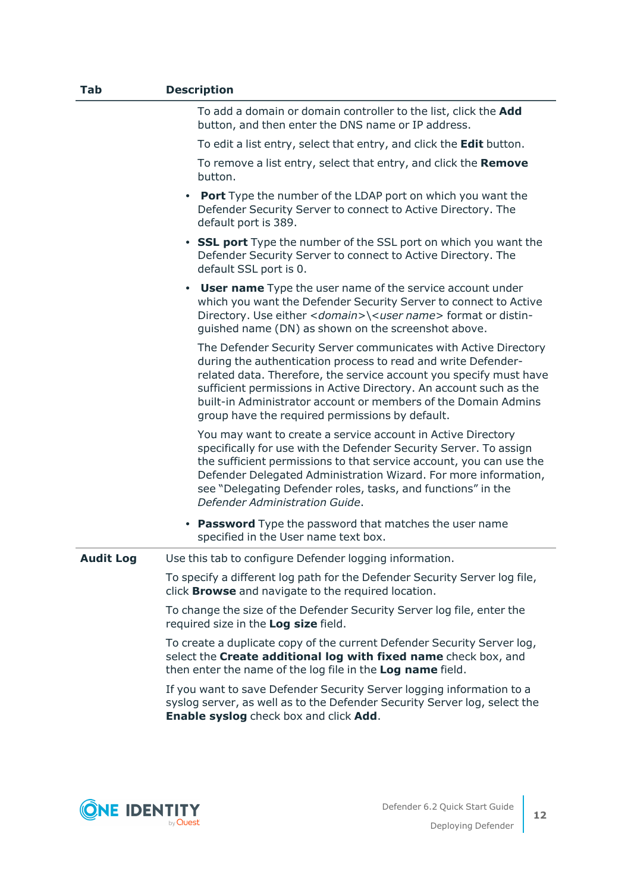| Tab | Description |
|---|---|
| | To add a domain or domain controller to the list, click the **Add** button, and then enter the DNS name or IP address.<br><br>To edit a list entry, select that entry, and click the **Edit** button.<br><br>To remove a list entry, select that entry, and click the **Remove** button.<br><br>• **Port** Type the number of the LDAP port on which you want the Defender Security Server to connect to Active Directory. The default port is 389.<br><br>• **SSL port** Type the number of the SSL port on which you want the Defender Security Server to connect to Active Directory. The default SSL port is 0.<br><br>• **User name** Type the user name of the service account under which you want the Defender Security Server to connect to Active Directory. Use either <*domain*>\<*user name*> format or distinguished name (DN) as shown on the screenshot above.<br><br>The Defender Security Server communicates with Active Directory during the authentication process to read and write Defender-related data. Therefore, the service account you specify must have sufficient permissions in Active Directory. An account such as the built-in Administrator account or members of the Domain Admins group have the required permissions by default.<br><br>You may want to create a service account in Active Directory specifically for use with the Defender Security Server. To assign the sufficient permissions to that service account, you can use the Defender Delegated Administration Wizard. For more information, see "Delegating Defender roles, tasks, and functions" in the *Defender Administration Guide*.<br><br>• **Password** Type the password that matches the user name specified in the User name text box. |
| **Audit Log** | Use this tab to configure Defender logging information.<br><br>To specify a different log path for the Defender Security Server log file, click **Browse** and navigate to the required location.<br><br>To change the size of the Defender Security Server log file, enter the required size in the **Log size** field.<br><br>To create a duplicate copy of the current Defender Security Server log, select the **Create additional log with fixed name** check box, and then enter the name of the log file in the **Log name** field.<br><br>If you want to save Defender Security Server logging information to a syslog server, as well as to the Defender Security Server log, select the **Enable syslog** check box and click **Add**. |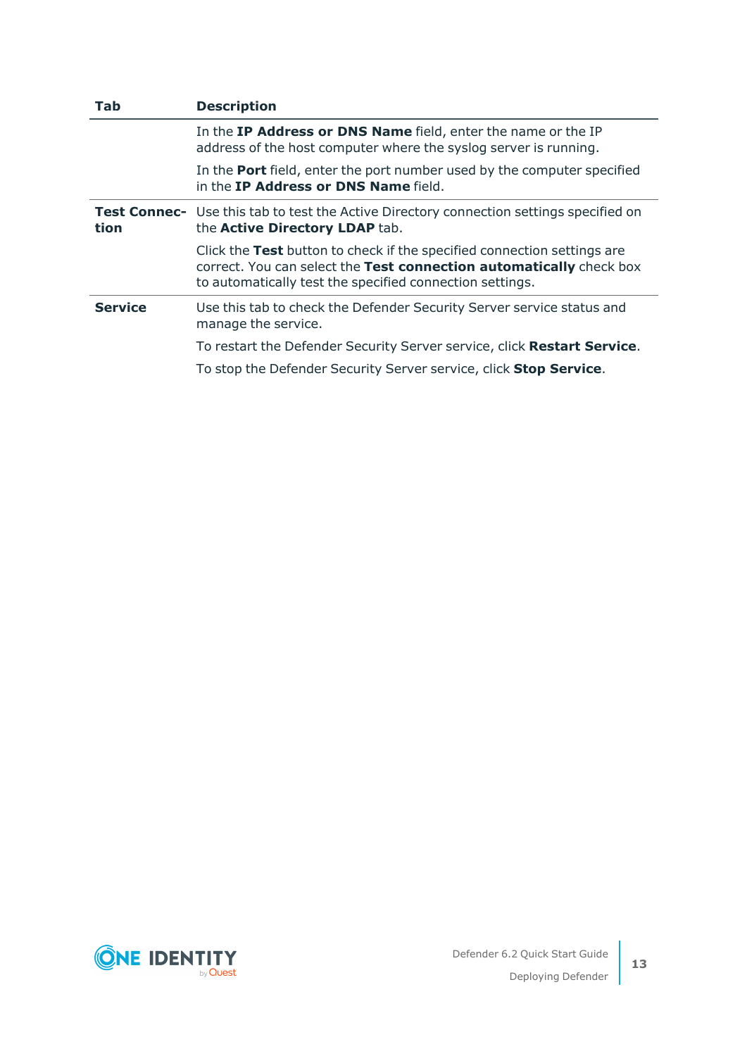| Tab | Description |
| --- | --- |
| | In the **IP Address or DNS Name** field, enter the name or the IP address of the host computer where the syslog server is running.<br><br>In the **Port** field, enter the port number used by the computer specified in the **IP Address or DNS Name** field. |
| **Test Connection** | Use this tab to test the Active Directory connection settings specified on the **Active Directory LDAP** tab.<br><br>Click the **Test** button to check if the specified connection settings are correct. You can select the **Test connection automatically** check box to automatically test the specified connection settings. |
| **Service** | Use this tab to check the Defender Security Server service status and manage the service.<br><br>To restart the Defender Security Server service, click **Restart Service**.<br><br>To stop the Defender Security Server service, click **Stop Service**. |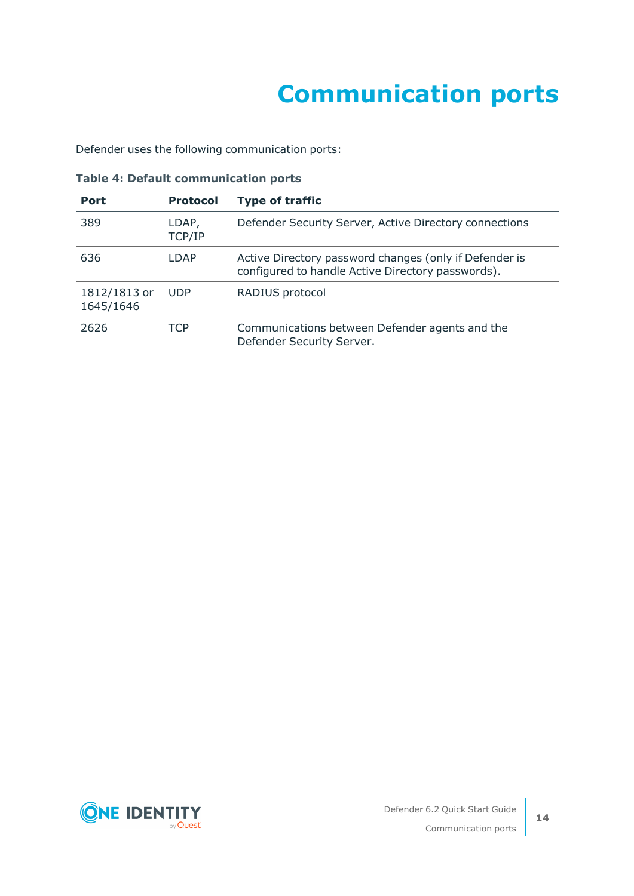# Communication ports

Defender uses the following communication ports:

**Table 4: Default communication ports**

| Port | Protocol | Type of traffic |
|---|---|---|
| 389 | LDAP, TCP/IP | Defender Security Server, Active Directory connections |
| 636 | LDAP | Active Directory password changes (only if Defender is configured to handle Active Directory passwords). |
| 1812/1813 or 1645/1646 | UDP | RADIUS protocol |
| 2626 | TCP | Communications between Defender agents and the Defender Security Server. |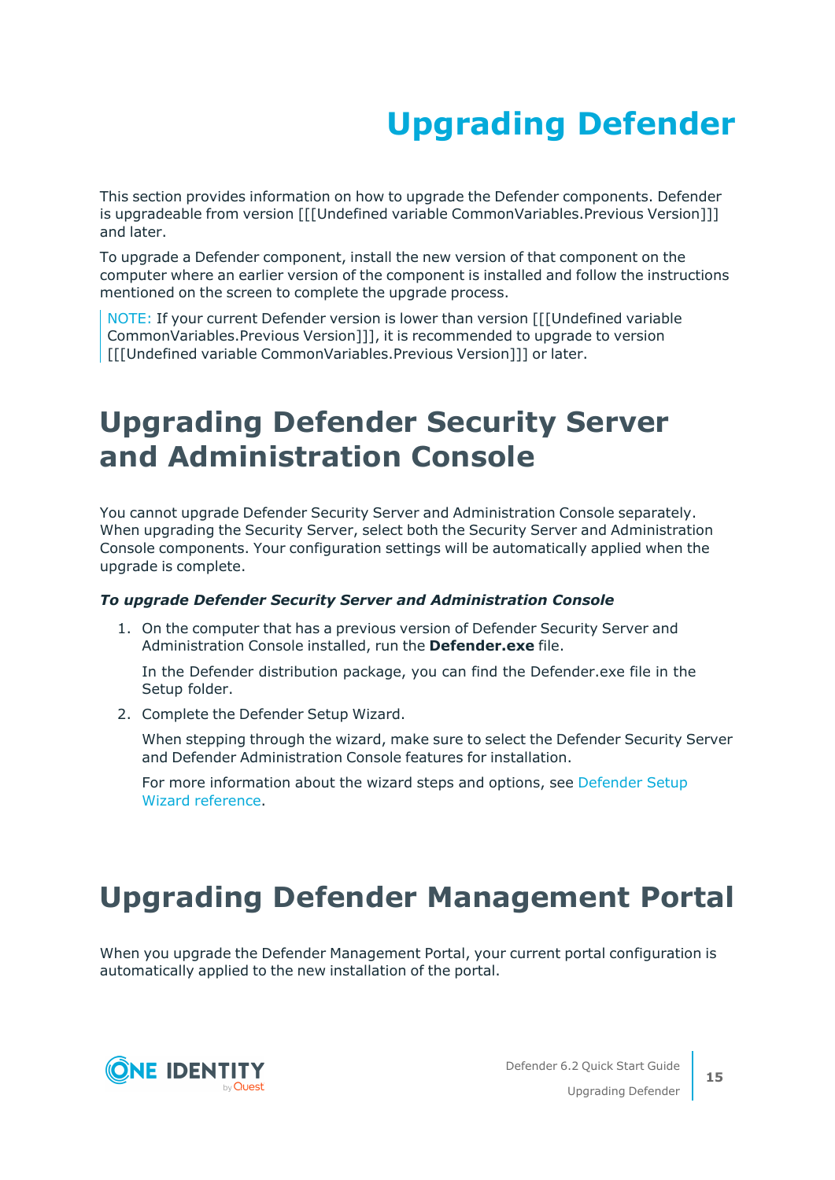# Upgrading Defender

This section provides information on how to upgrade the Defender components. Defender is upgradeable from version [[[Undefined variable CommonVariables.Previous Version]]] and later.

To upgrade a Defender component, install the new version of that component on the computer where an earlier version of the component is installed and follow the instructions mentioned on the screen to complete the upgrade process.

> NOTE: If your current Defender version is lower than version [[[Undefined variable CommonVariables.Previous Version]]], it is recommended to upgrade to version [[[Undefined variable CommonVariables.Previous Version]]] or later.

## Upgrading Defender Security Server and Administration Console

You cannot upgrade Defender Security Server and Administration Console separately. When upgrading the Security Server, select both the Security Server and Administration Console components. Your configuration settings will be automatically applied when the upgrade is complete.

***To upgrade Defender Security Server and Administration Console***

1. On the computer that has a previous version of Defender Security Server and Administration Console installed, run the **Defender.exe** file.

   In the Defender distribution package, you can find the Defender.exe file in the Setup folder.

2. Complete the Defender Setup Wizard.

   When stepping through the wizard, make sure to select the Defender Security Server and Defender Administration Console features for installation.

   For more information about the wizard steps and options, see Defender Setup Wizard reference.

## Upgrading Defender Management Portal

When you upgrade the Defender Management Portal, your current portal configuration is automatically applied to the new installation of the portal.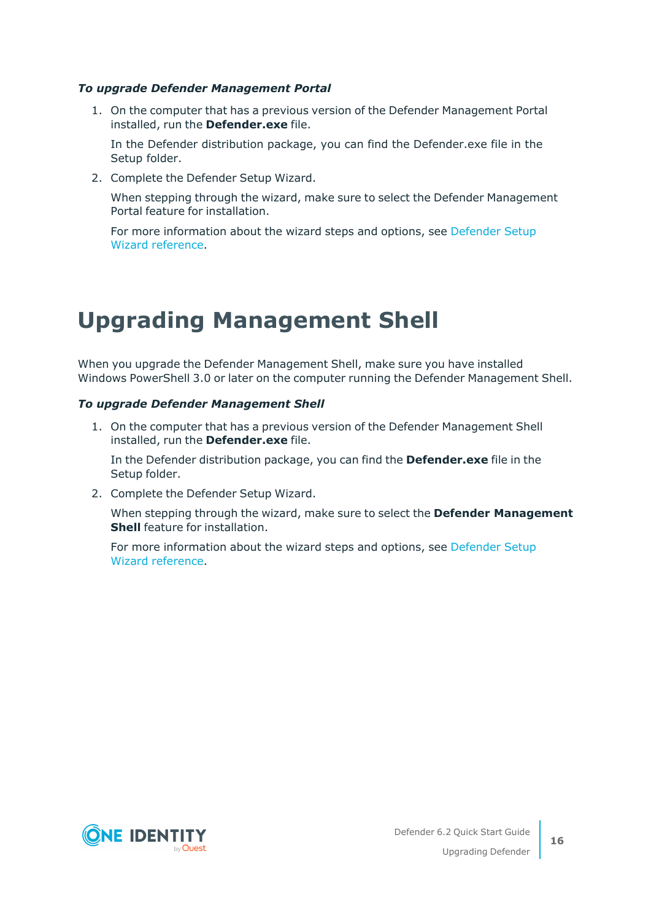*To upgrade Defender Management Portal*

1. On the computer that has a previous version of the Defender Management Portal installed, run the **Defender.exe** file.

   In the Defender distribution package, you can find the Defender.exe file in the Setup folder.

2. Complete the Defender Setup Wizard.

   When stepping through the wizard, make sure to select the Defender Management Portal feature for installation.

   For more information about the wizard steps and options, see Defender Setup Wizard reference.

# Upgrading Management Shell

When you upgrade the Defender Management Shell, make sure you have installed Windows PowerShell 3.0 or later on the computer running the Defender Management Shell.

*To upgrade Defender Management Shell*

1. On the computer that has a previous version of the Defender Management Shell installed, run the **Defender.exe** file.

   In the Defender distribution package, you can find the **Defender.exe** file in the Setup folder.

2. Complete the Defender Setup Wizard.

   When stepping through the wizard, make sure to select the **Defender Management Shell** feature for installation.

   For more information about the wizard steps and options, see Defender Setup Wizard reference.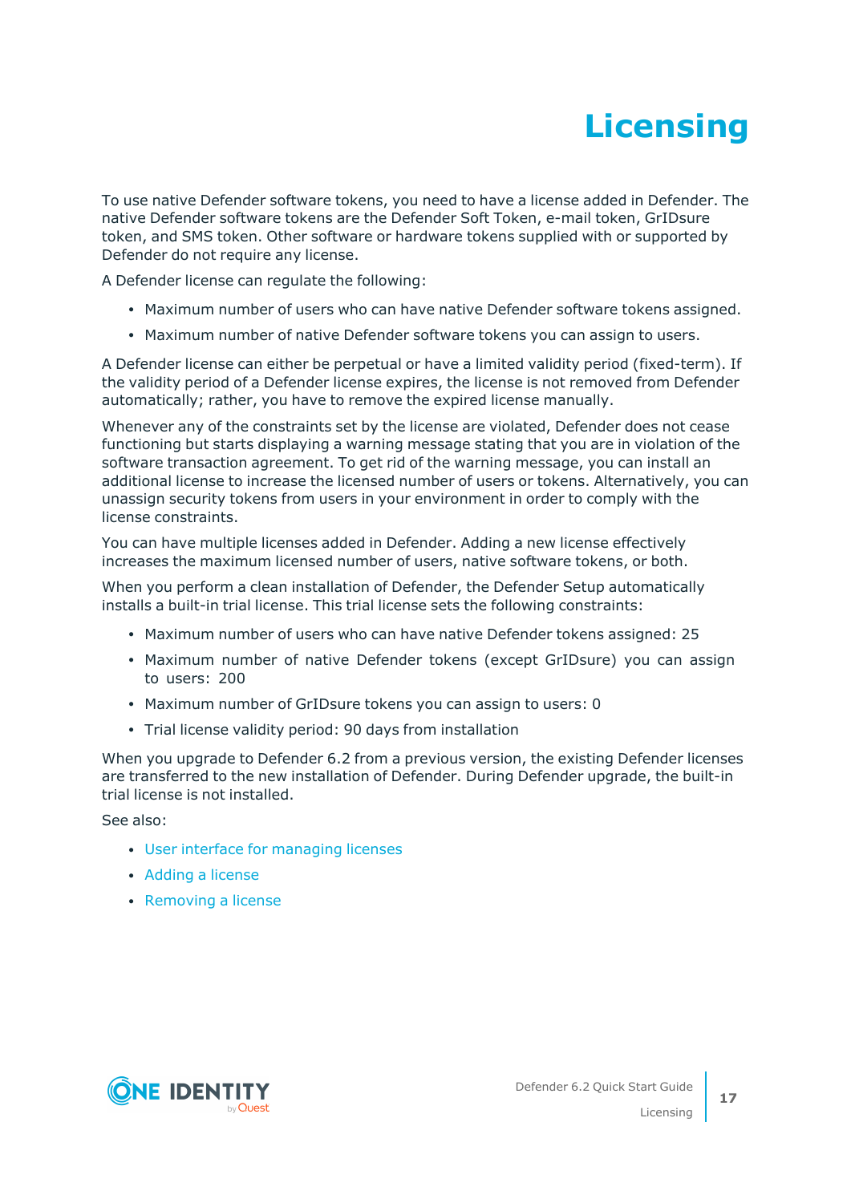# Licensing

To use native Defender software tokens, you need to have a license added in Defender. The native Defender software tokens are the Defender Soft Token, e-mail token, GrIDsure token, and SMS token. Other software or hardware tokens supplied with or supported by Defender do not require any license.

A Defender license can regulate the following:

- Maximum number of users who can have native Defender software tokens assigned.
- Maximum number of native Defender software tokens you can assign to users.

A Defender license can either be perpetual or have a limited validity period (fixed-term). If the validity period of a Defender license expires, the license is not removed from Defender automatically; rather, you have to remove the expired license manually.

Whenever any of the constraints set by the license are violated, Defender does not cease functioning but starts displaying a warning message stating that you are in violation of the software transaction agreement. To get rid of the warning message, you can install an additional license to increase the licensed number of users or tokens. Alternatively, you can unassign security tokens from users in your environment in order to comply with the license constraints.

You can have multiple licenses added in Defender. Adding a new license effectively increases the maximum licensed number of users, native software tokens, or both.

When you perform a clean installation of Defender, the Defender Setup automatically installs a built-in trial license. This trial license sets the following constraints:

- Maximum number of users who can have native Defender tokens assigned: 25
- Maximum number of native Defender tokens (except GrIDsure) you can assign to users: 200
- Maximum number of GrIDsure tokens you can assign to users: 0
- Trial license validity period: 90 days from installation

When you upgrade to Defender 6.2 from a previous version, the existing Defender licenses are transferred to the new installation of Defender. During Defender upgrade, the built-in trial license is not installed.

See also:

- User interface for managing licenses
- Adding a license
- Removing a license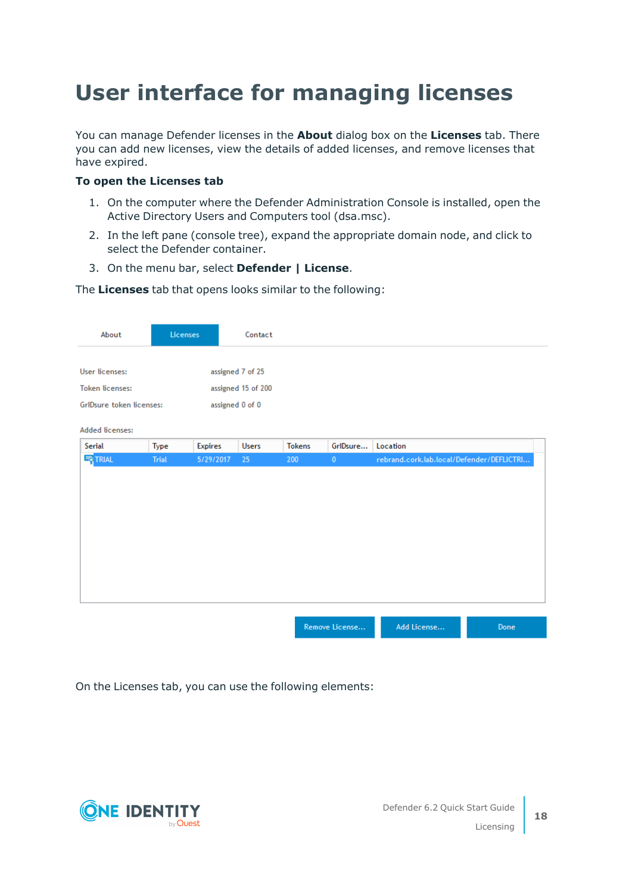# User interface for managing licenses

You can manage Defender licenses in the **About** dialog box on the **Licenses** tab. There you can add new licenses, view the details of added licenses, and remove licenses that have expired.

**To open the Licenses tab**

1. On the computer where the Defender Administration Console is installed, open the Active Directory Users and Computers tool (dsa.msc).
2. In the left pane (console tree), expand the appropriate domain node, and click to select the Defender container.
3. On the menu bar, select **Defender | License**.

The **Licenses** tab that opens looks similar to the following:

About | Licenses | Contact

User licenses: assigned 7 of 25

Token licenses: assigned 15 of 200

GrIDsure token licenses: assigned 0 of 0

Added licenses:

| Serial | Type | Expires | Users | Tokens | GrIDsure... | Location |
|---|---|---|---|---|---|---|
| TRIAL | Trial | 5/29/2017 | 25 | 200 | 0 | rebrand.cork.lab.local/Defender/DEFLICTRI... |

Remove License... | Add License... | Done

On the Licenses tab, you can use the following elements: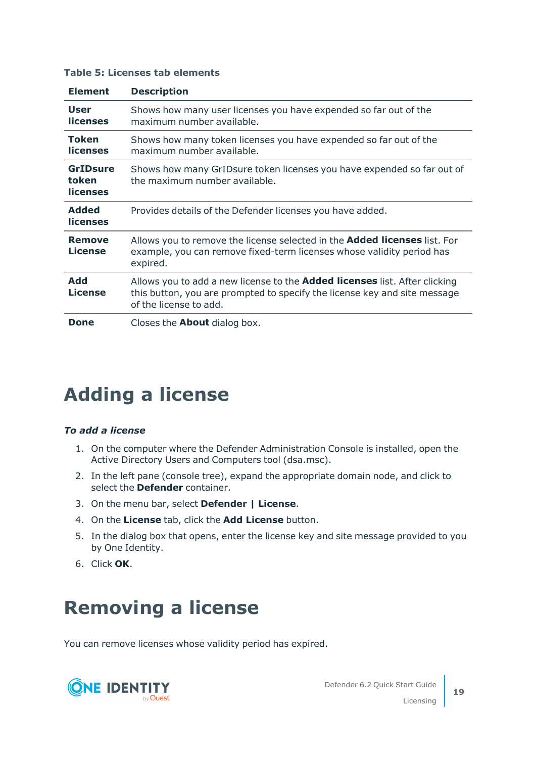**Table 5: Licenses tab elements**

| Element | Description |
| --- | --- |
| **User licenses** | Shows how many user licenses you have expended so far out of the maximum number available. |
| **Token licenses** | Shows how many token licenses you have expended so far out of the maximum number available. |
| **GrIDsure token licenses** | Shows how many GrIDsure token licenses you have expended so far out of the maximum number available. |
| **Added licenses** | Provides details of the Defender licenses you have added. |
| **Remove License** | Allows you to remove the license selected in the **Added licenses** list. For example, you can remove fixed-term licenses whose validity period has expired. |
| **Add License** | Allows you to add a new license to the **Added licenses** list. After clicking this button, you are prompted to specify the license key and site message of the license to add. |
| **Done** | Closes the **About** dialog box. |

# Adding a license

***To add a license***

1. On the computer where the Defender Administration Console is installed, open the Active Directory Users and Computers tool (dsa.msc).
2. In the left pane (console tree), expand the appropriate domain node, and click to select the **Defender** container.
3. On the menu bar, select **Defender | License**.
4. On the **License** tab, click the **Add License** button.
5. In the dialog box that opens, enter the license key and site message provided to you by One Identity.
6. Click **OK**.

# Removing a license

You can remove licenses whose validity period has expired.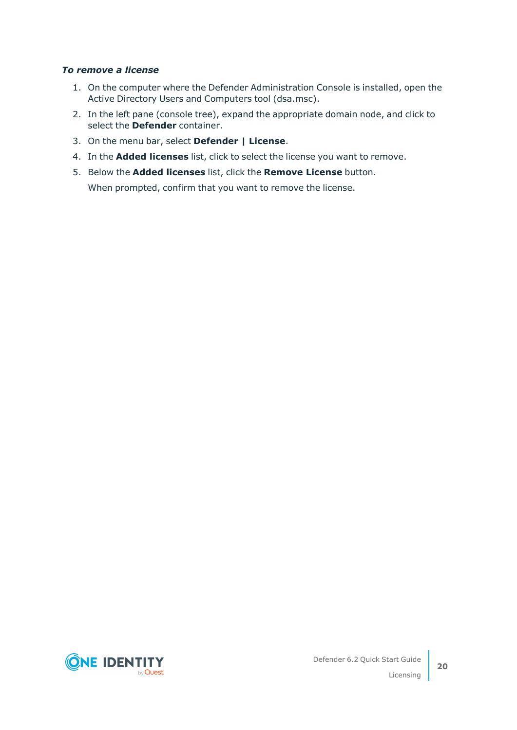***To remove a license***

1. On the computer where the Defender Administration Console is installed, open the Active Directory Users and Computers tool (dsa.msc).
2. In the left pane (console tree), expand the appropriate domain node, and click to select the **Defender** container.
3. On the menu bar, select **Defender | License**.
4. In the **Added licenses** list, click to select the license you want to remove.
5. Below the **Added licenses** list, click the **Remove License** button.

   When prompted, confirm that you want to remove the license.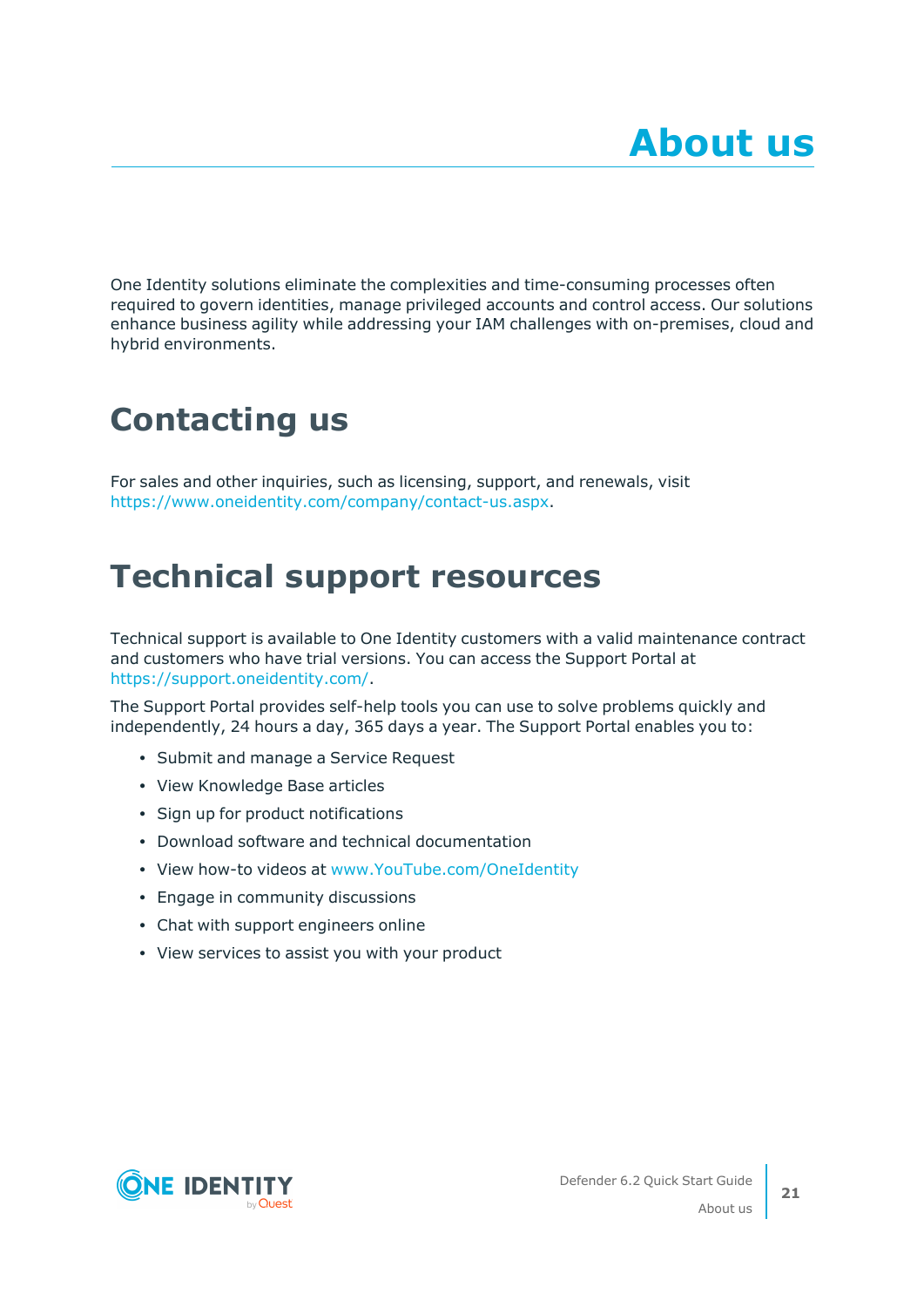# About us

One Identity solutions eliminate the complexities and time-consuming processes often required to govern identities, manage privileged accounts and control access. Our solutions enhance business agility while addressing your IAM challenges with on-premises, cloud and hybrid environments.

## Contacting us

For sales and other inquiries, such as licensing, support, and renewals, visit https://www.oneidentity.com/company/contact-us.aspx.

## Technical support resources

Technical support is available to One Identity customers with a valid maintenance contract and customers who have trial versions. You can access the Support Portal at https://support.oneidentity.com/.

The Support Portal provides self-help tools you can use to solve problems quickly and independently, 24 hours a day, 365 days a year. The Support Portal enables you to:

- Submit and manage a Service Request
- View Knowledge Base articles
- Sign up for product notifications
- Download software and technical documentation
- View how-to videos at www.YouTube.com/OneIdentity
- Engage in community discussions
- Chat with support engineers online
- View services to assist you with your product